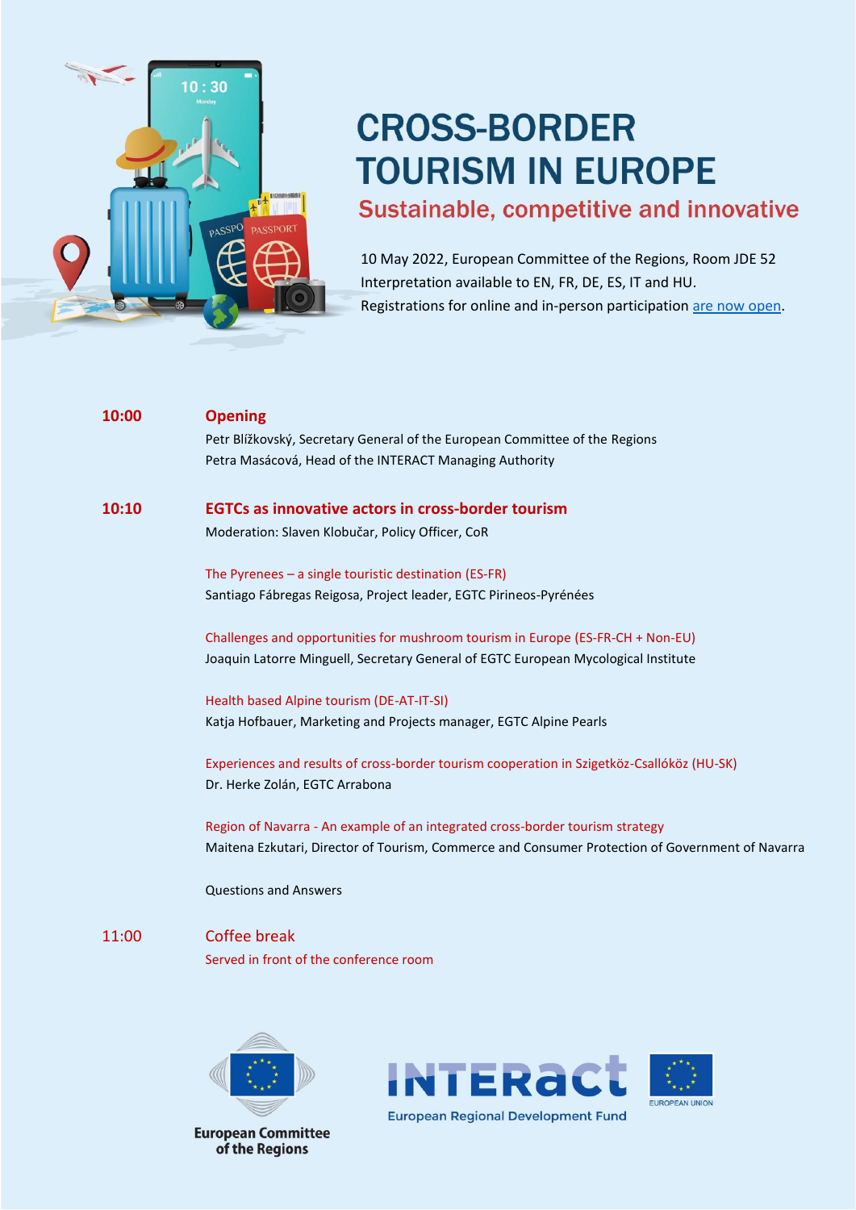# CROSS-BORDER TOURISM IN EUROPE

## Sustainable, competitive and innovative

10 May 2022, European Committee of the Regions, Room JDE 52
Interpretation available to EN, FR, DE, ES, IT and HU.
Registrations for online and in-person participation are now open.

**10:00** **Opening**

Petr Blížkovský, Secretary General of the European Committee of the Regions
Petra Masácová, Head of the INTERACT Managing Authority

**10:10** **EGTCs as innovative actors in cross-border tourism**

Moderation: Slaven Klobučar, Policy Officer, CoR

The Pyrenees – a single touristic destination (ES-FR)
Santiago Fábregas Reigosa, Project leader, EGTC Pirineos-Pyrénées

Challenges and opportunities for mushroom tourism in Europe (ES-FR-CH + Non-EU)
Joaquin Latorre Minguell, Secretary General of EGTC European Mycological Institute

Health based Alpine tourism (DE-AT-IT-SI)
Katja Hofbauer, Marketing and Projects manager, EGTC Alpine Pearls

Experiences and results of cross-border tourism cooperation in Szigetköz-Csallóköz (HU-SK)
Dr. Herke Zolán, EGTC Arrabona

Region of Navarra - An example of an integrated cross-border tourism strategy
Maitena Ezkutari, Director of Tourism, Commerce and Consumer Protection of Government of Navarra

Questions and Answers

11:00 Coffee break

Served in front of the conference room

European Committee of the Regions

INTERact
European Regional Development Fund

EUROPEAN UNION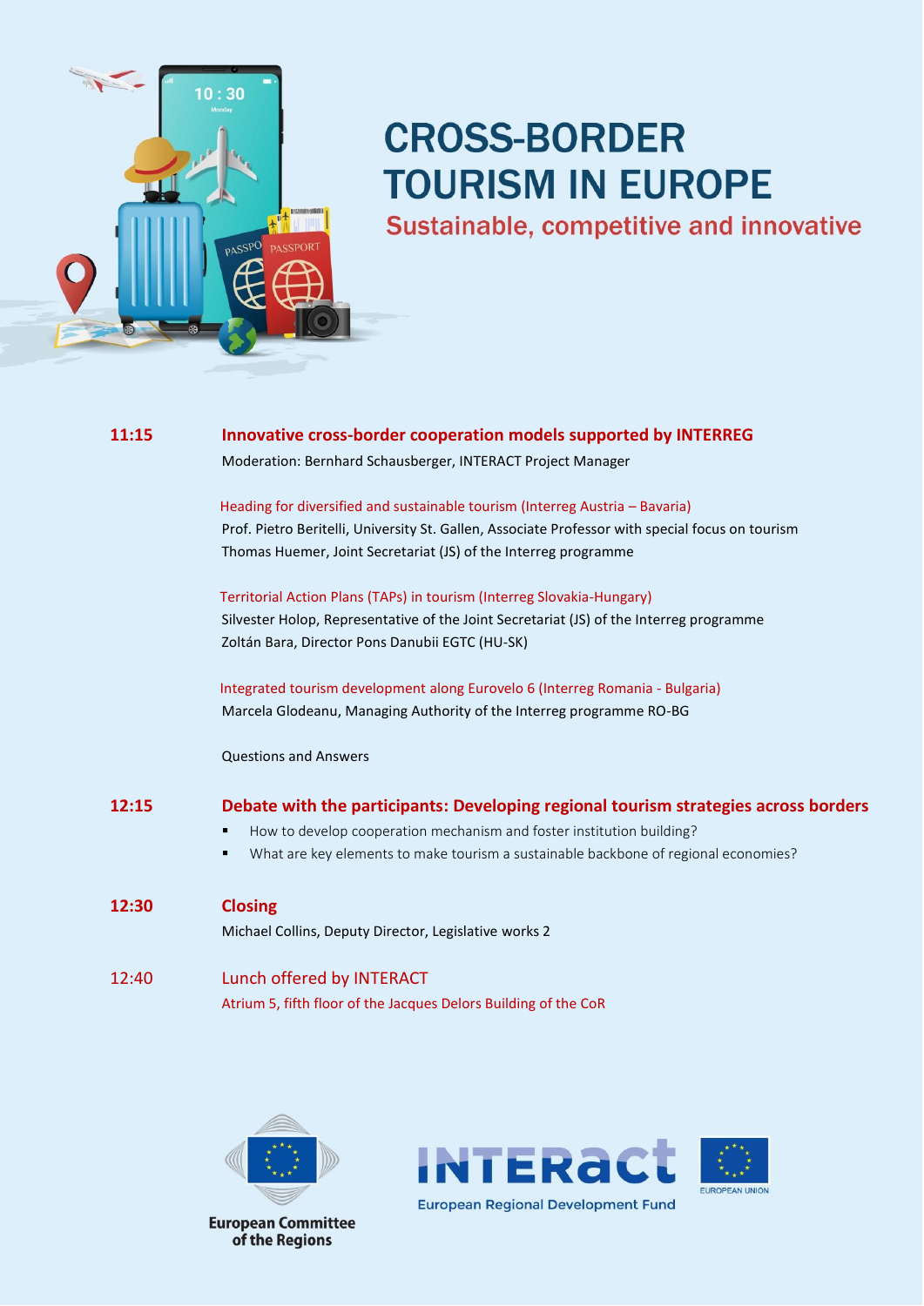# CROSS-BORDER TOURISM IN EUROPE

## Sustainable, competitive and innovative

**11:15** **Innovative cross-border cooperation models supported by INTERREG**

Moderation: Bernhard Schausberger, INTERACT Project Manager

Heading for diversified and sustainable tourism (Interreg Austria – Bavaria)
Prof. Pietro Beritelli, University St. Gallen, Associate Professor with special focus on tourism
Thomas Huemer, Joint Secretariat (JS) of the Interreg programme

Territorial Action Plans (TAPs) in tourism (Interreg Slovakia-Hungary)
Silvester Holop, Representative of the Joint Secretariat (JS) of the Interreg programme
Zoltán Bara, Director Pons Danubii EGTC (HU-SK)

Integrated tourism development along Eurovelo 6 (Interreg Romania - Bulgaria)
Marcela Glodeanu, Managing Authority of the Interreg programme RO-BG

Questions and Answers

**12:15** **Debate with the participants: Developing regional tourism strategies across borders**

- How to develop cooperation mechanism and foster institution building?
- What are key elements to make tourism a sustainable backbone of regional economies?

**12:30** **Closing**

Michael Collins, Deputy Director, Legislative works 2

12:40 Lunch offered by INTERACT

Atrium 5, fifth floor of the Jacques Delors Building of the CoR

European Committee of the Regions

INTERACT
European Regional Development Fund

EUROPEAN UNION